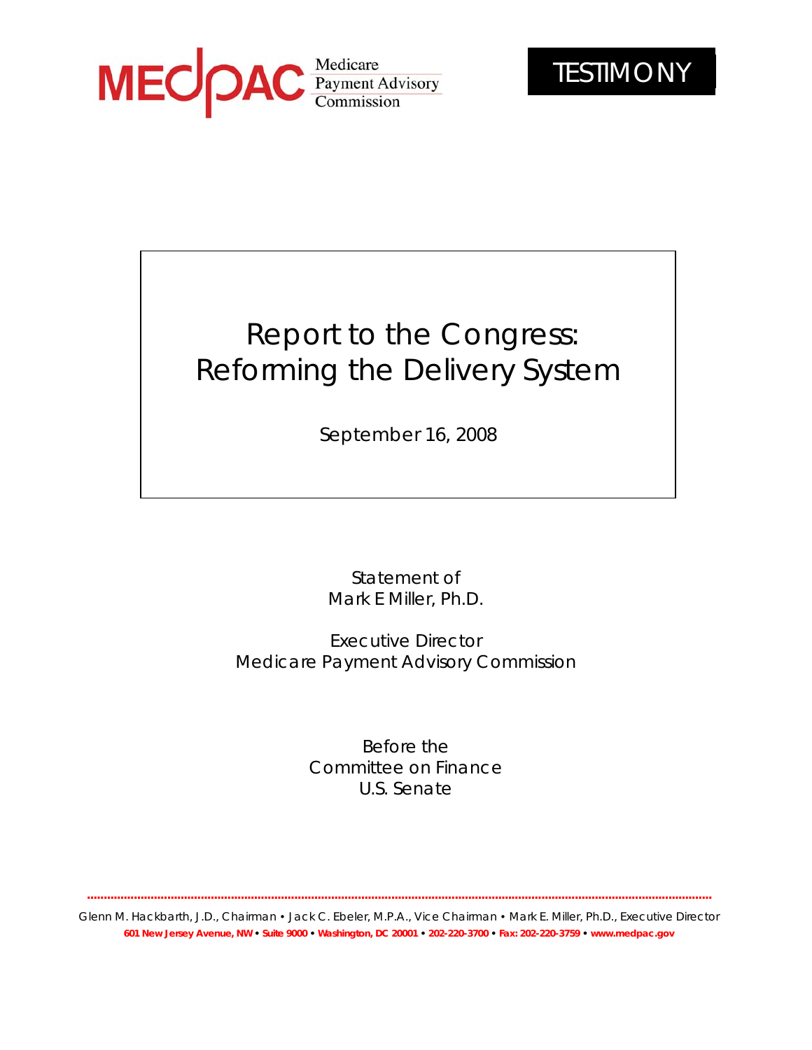MEDPAC Medicare Payment Advisory Commission

TESTIMONY

# Report to the Congress: Reforming the Delivery System

September 16, 2008

Statement of
Mark E Miller, Ph.D.

Executive Director
Medicare Payment Advisory Commission

Before the
Committee on Finance
U.S. Senate

Glenn M. Hackbarth, J.D., Chairman • Jack C. Ebeler, M.P.A., Vice Chairman • Mark E. Miller, Ph.D., Executive Director
**601 New Jersey Avenue, NW • Suite 9000 • Washington, DC 20001 • 202-220-3700 • Fax: 202-220-3759 • www.medpac.gov**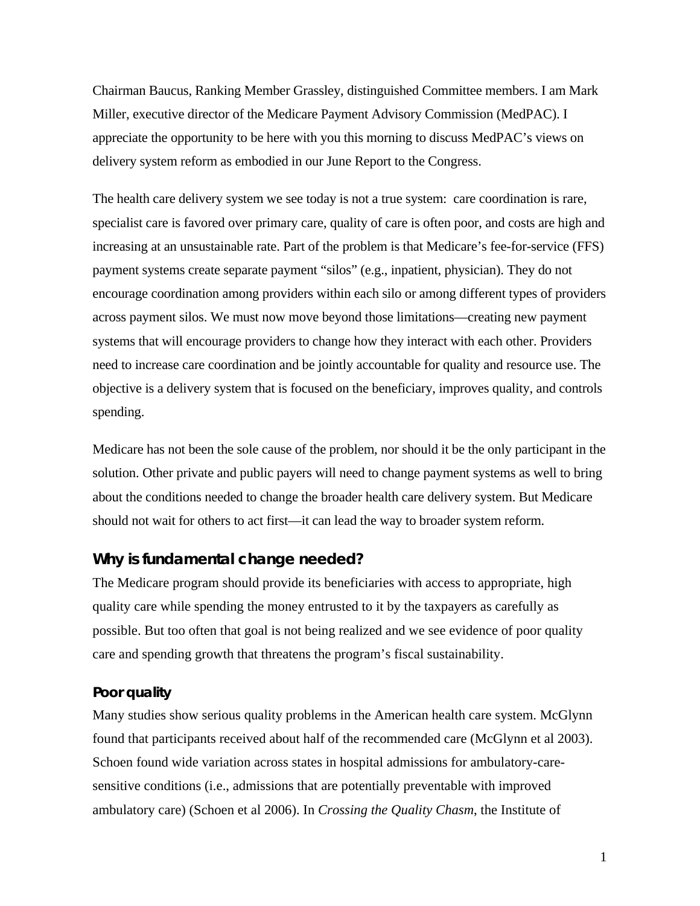Chairman Baucus, Ranking Member Grassley, distinguished Committee members. I am Mark Miller, executive director of the Medicare Payment Advisory Commission (MedPAC). I appreciate the opportunity to be here with you this morning to discuss MedPAC's views on delivery system reform as embodied in our June Report to the Congress.

The health care delivery system we see today is not a true system: care coordination is rare, specialist care is favored over primary care, quality of care is often poor, and costs are high and increasing at an unsustainable rate. Part of the problem is that Medicare's fee-for-service (FFS) payment systems create separate payment "silos" (e.g., inpatient, physician). They do not encourage coordination among providers within each silo or among different types of providers across payment silos. We must now move beyond those limitations—creating new payment systems that will encourage providers to change how they interact with each other. Providers need to increase care coordination and be jointly accountable for quality and resource use. The objective is a delivery system that is focused on the beneficiary, improves quality, and controls spending.

Medicare has not been the sole cause of the problem, nor should it be the only participant in the solution. Other private and public payers will need to change payment systems as well to bring about the conditions needed to change the broader health care delivery system. But Medicare should not wait for others to act first—it can lead the way to broader system reform.

## Why is fundamental change needed?

The Medicare program should provide its beneficiaries with access to appropriate, high quality care while spending the money entrusted to it by the taxpayers as carefully as possible. But too often that goal is not being realized and we see evidence of poor quality care and spending growth that threatens the program's fiscal sustainability.

### Poor quality

Many studies show serious quality problems in the American health care system. McGlynn found that participants received about half of the recommended care (McGlynn et al 2003). Schoen found wide variation across states in hospital admissions for ambulatory-care-sensitive conditions (i.e., admissions that are potentially preventable with improved ambulatory care) (Schoen et al 2006). In *Crossing the Quality Chasm*, the Institute of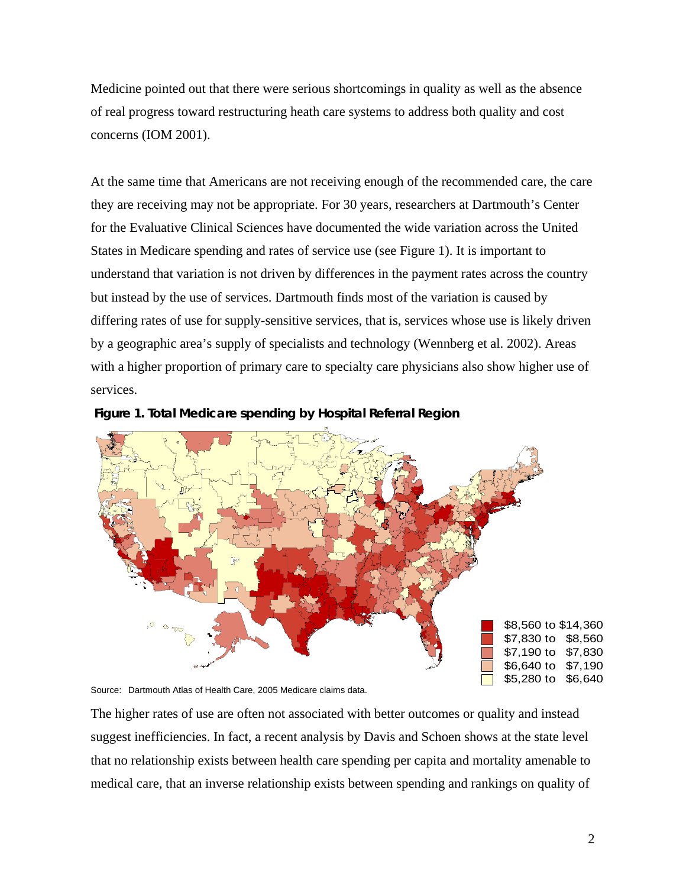Medicine pointed out that there were serious shortcomings in quality as well as the absence of real progress toward restructuring heath care systems to address both quality and cost concerns (IOM 2001).

At the same time that Americans are not receiving enough of the recommended care, the care they are receiving may not be appropriate. For 30 years, researchers at Dartmouth's Center for the Evaluative Clinical Sciences have documented the wide variation across the United States in Medicare spending and rates of service use (see Figure 1). It is important to understand that variation is not driven by differences in the payment rates across the country but instead by the use of services. Dartmouth finds most of the variation is caused by differing rates of use for supply-sensitive services, that is, services whose use is likely driven by a geographic area's supply of specialists and technology (Wennberg et al. 2002). Areas with a higher proportion of primary care to specialty care physicians also show higher use of services.

**Figure 1. Total Medicare spending by Hospital Referral Region**

- $8,560 to $14,360
- $7,830 to $8,560
- $7,190 to $7,830
- $6,640 to $7,190
- $5,280 to $6,640

Source: Dartmouth Atlas of Health Care, 2005 Medicare claims data.

The higher rates of use are often not associated with better outcomes or quality and instead suggest inefficiencies. In fact, a recent analysis by Davis and Schoen shows at the state level that no relationship exists between health care spending per capita and mortality amenable to medical care, that an inverse relationship exists between spending and rankings on quality of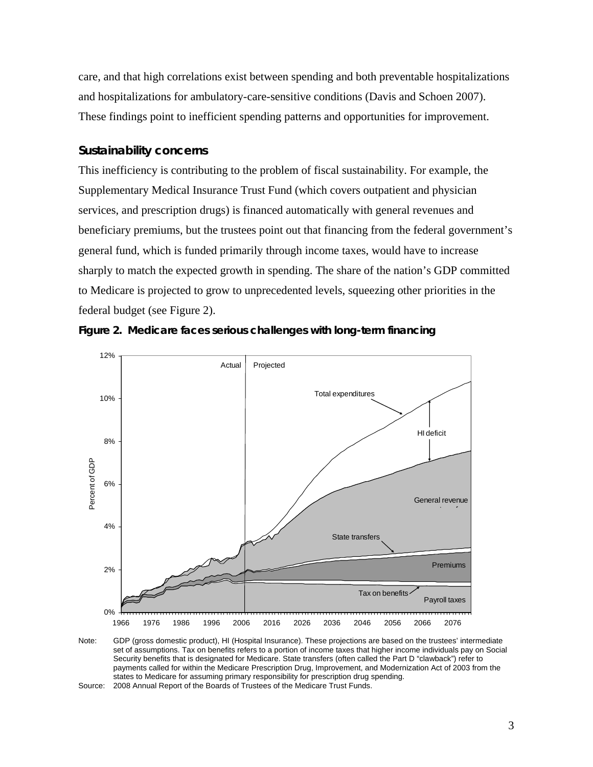care, and that high correlations exist between spending and both preventable hospitalizations and hospitalizations for ambulatory-care-sensitive conditions (Davis and Schoen 2007). These findings point to inefficient spending patterns and opportunities for improvement.

### Sustainability concerns

This inefficiency is contributing to the problem of fiscal sustainability. For example, the Supplementary Medical Insurance Trust Fund (which covers outpatient and physician services, and prescription drugs) is financed automatically with general revenues and beneficiary premiums, but the trustees point out that financing from the federal government's general fund, which is funded primarily through income taxes, would have to increase sharply to match the expected growth in spending. The share of the nation's GDP committed to Medicare is projected to grow to unprecedented levels, squeezing other priorities in the federal budget (see Figure 2).

**Figure 2. Medicare faces serious challenges with long-term financing**

Note: GDP (gross domestic product), HI (Hospital Insurance). These projections are based on the trustees' intermediate set of assumptions. Tax on benefits refers to a portion of income taxes that higher income individuals pay on Social Security benefits that is designated for Medicare. State transfers (often called the Part D "clawback") refer to payments called for within the Medicare Prescription Drug, Improvement, and Modernization Act of 2003 from the states to Medicare for assuming primary responsibility for prescription drug spending.

Source: 2008 Annual Report of the Boards of Trustees of the Medicare Trust Funds.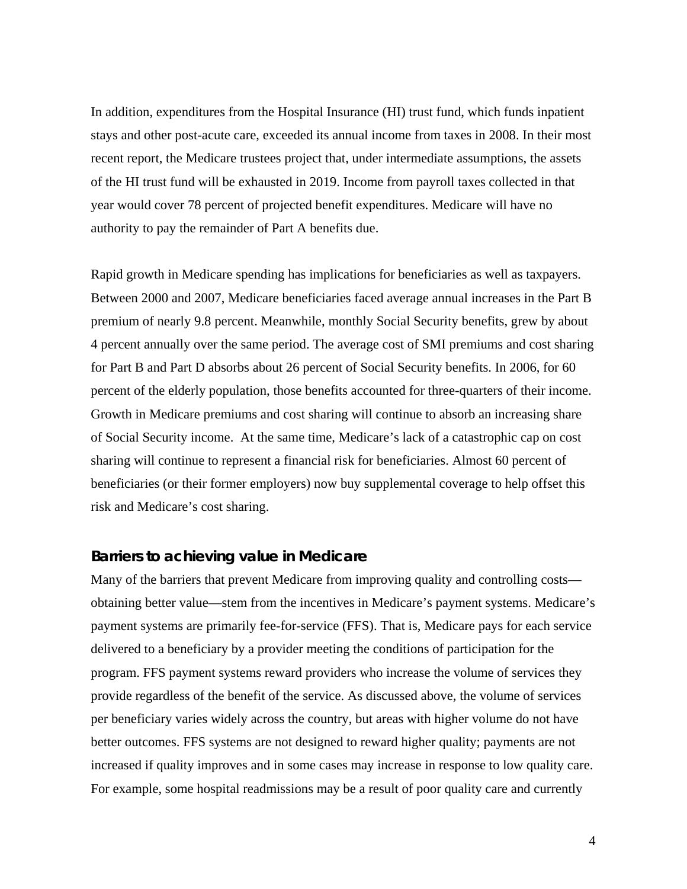In addition, expenditures from the Hospital Insurance (HI) trust fund, which funds inpatient stays and other post-acute care, exceeded its annual income from taxes in 2008. In their most recent report, the Medicare trustees project that, under intermediate assumptions, the assets of the HI trust fund will be exhausted in 2019. Income from payroll taxes collected in that year would cover 78 percent of projected benefit expenditures. Medicare will have no authority to pay the remainder of Part A benefits due.

Rapid growth in Medicare spending has implications for beneficiaries as well as taxpayers. Between 2000 and 2007, Medicare beneficiaries faced average annual increases in the Part B premium of nearly 9.8 percent. Meanwhile, monthly Social Security benefits, grew by about 4 percent annually over the same period. The average cost of SMI premiums and cost sharing for Part B and Part D absorbs about 26 percent of Social Security benefits. In 2006, for 60 percent of the elderly population, those benefits accounted for three-quarters of their income. Growth in Medicare premiums and cost sharing will continue to absorb an increasing share of Social Security income. At the same time, Medicare's lack of a catastrophic cap on cost sharing will continue to represent a financial risk for beneficiaries. Almost 60 percent of beneficiaries (or their former employers) now buy supplemental coverage to help offset this risk and Medicare's cost sharing.

## Barriers to achieving value in Medicare

Many of the barriers that prevent Medicare from improving quality and controlling costs—obtaining better value—stem from the incentives in Medicare's payment systems. Medicare's payment systems are primarily fee-for-service (FFS). That is, Medicare pays for each service delivered to a beneficiary by a provider meeting the conditions of participation for the program. FFS payment systems reward providers who increase the volume of services they provide regardless of the benefit of the service. As discussed above, the volume of services per beneficiary varies widely across the country, but areas with higher volume do not have better outcomes. FFS systems are not designed to reward higher quality; payments are not increased if quality improves and in some cases may increase in response to low quality care. For example, some hospital readmissions may be a result of poor quality care and currently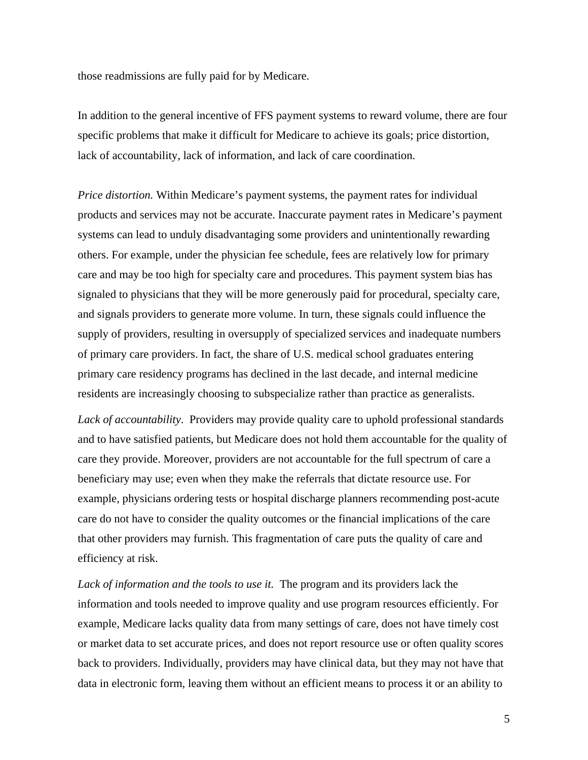those readmissions are fully paid for by Medicare.

In addition to the general incentive of FFS payment systems to reward volume, there are four specific problems that make it difficult for Medicare to achieve its goals; price distortion, lack of accountability, lack of information, and lack of care coordination.

*Price distortion.* Within Medicare's payment systems, the payment rates for individual products and services may not be accurate. Inaccurate payment rates in Medicare's payment systems can lead to unduly disadvantaging some providers and unintentionally rewarding others. For example, under the physician fee schedule, fees are relatively low for primary care and may be too high for specialty care and procedures. This payment system bias has signaled to physicians that they will be more generously paid for procedural, specialty care, and signals providers to generate more volume. In turn, these signals could influence the supply of providers, resulting in oversupply of specialized services and inadequate numbers of primary care providers. In fact, the share of U.S. medical school graduates entering primary care residency programs has declined in the last decade, and internal medicine residents are increasingly choosing to subspecialize rather than practice as generalists.

*Lack of accountability*. Providers may provide quality care to uphold professional standards and to have satisfied patients, but Medicare does not hold them accountable for the quality of care they provide. Moreover, providers are not accountable for the full spectrum of care a beneficiary may use; even when they make the referrals that dictate resource use. For example, physicians ordering tests or hospital discharge planners recommending post-acute care do not have to consider the quality outcomes or the financial implications of the care that other providers may furnish. This fragmentation of care puts the quality of care and efficiency at risk.

*Lack of information and the tools to use it.* The program and its providers lack the information and tools needed to improve quality and use program resources efficiently. For example, Medicare lacks quality data from many settings of care, does not have timely cost or market data to set accurate prices, and does not report resource use or often quality scores back to providers. Individually, providers may have clinical data, but they may not have that data in electronic form, leaving them without an efficient means to process it or an ability to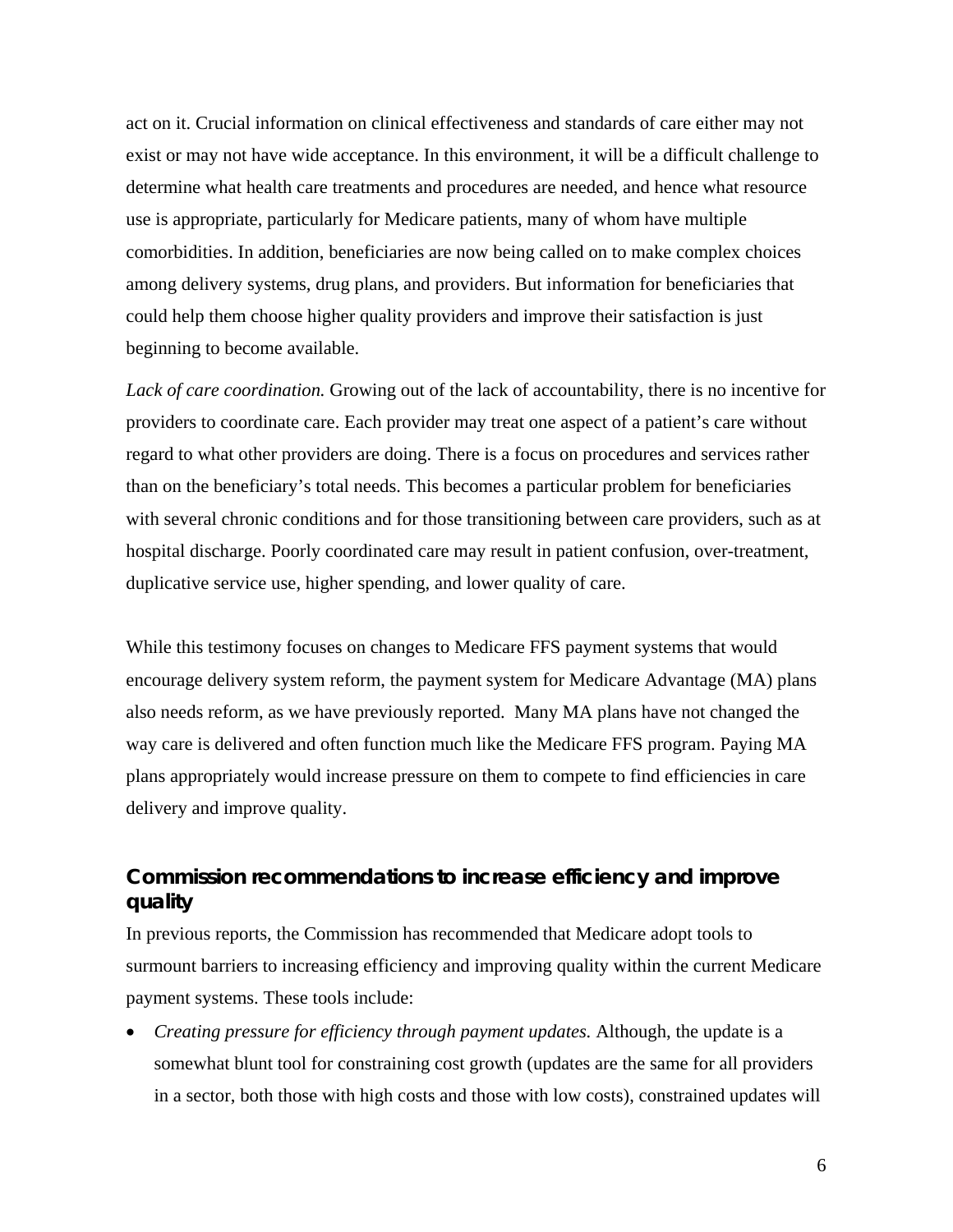act on it. Crucial information on clinical effectiveness and standards of care either may not exist or may not have wide acceptance. In this environment, it will be a difficult challenge to determine what health care treatments and procedures are needed, and hence what resource use is appropriate, particularly for Medicare patients, many of whom have multiple comorbidities. In addition, beneficiaries are now being called on to make complex choices among delivery systems, drug plans, and providers. But information for beneficiaries that could help them choose higher quality providers and improve their satisfaction is just beginning to become available.

*Lack of care coordination.* Growing out of the lack of accountability, there is no incentive for providers to coordinate care. Each provider may treat one aspect of a patient's care without regard to what other providers are doing. There is a focus on procedures and services rather than on the beneficiary's total needs. This becomes a particular problem for beneficiaries with several chronic conditions and for those transitioning between care providers, such as at hospital discharge. Poorly coordinated care may result in patient confusion, over-treatment, duplicative service use, higher spending, and lower quality of care.

While this testimony focuses on changes to Medicare FFS payment systems that would encourage delivery system reform, the payment system for Medicare Advantage (MA) plans also needs reform, as we have previously reported. Many MA plans have not changed the way care is delivered and often function much like the Medicare FFS program. Paying MA plans appropriately would increase pressure on them to compete to find efficiencies in care delivery and improve quality.

## Commission recommendations to increase efficiency and improve quality

In previous reports, the Commission has recommended that Medicare adopt tools to surmount barriers to increasing efficiency and improving quality within the current Medicare payment systems. These tools include:

- *Creating pressure for efficiency through payment updates.* Although, the update is a somewhat blunt tool for constraining cost growth (updates are the same for all providers in a sector, both those with high costs and those with low costs), constrained updates will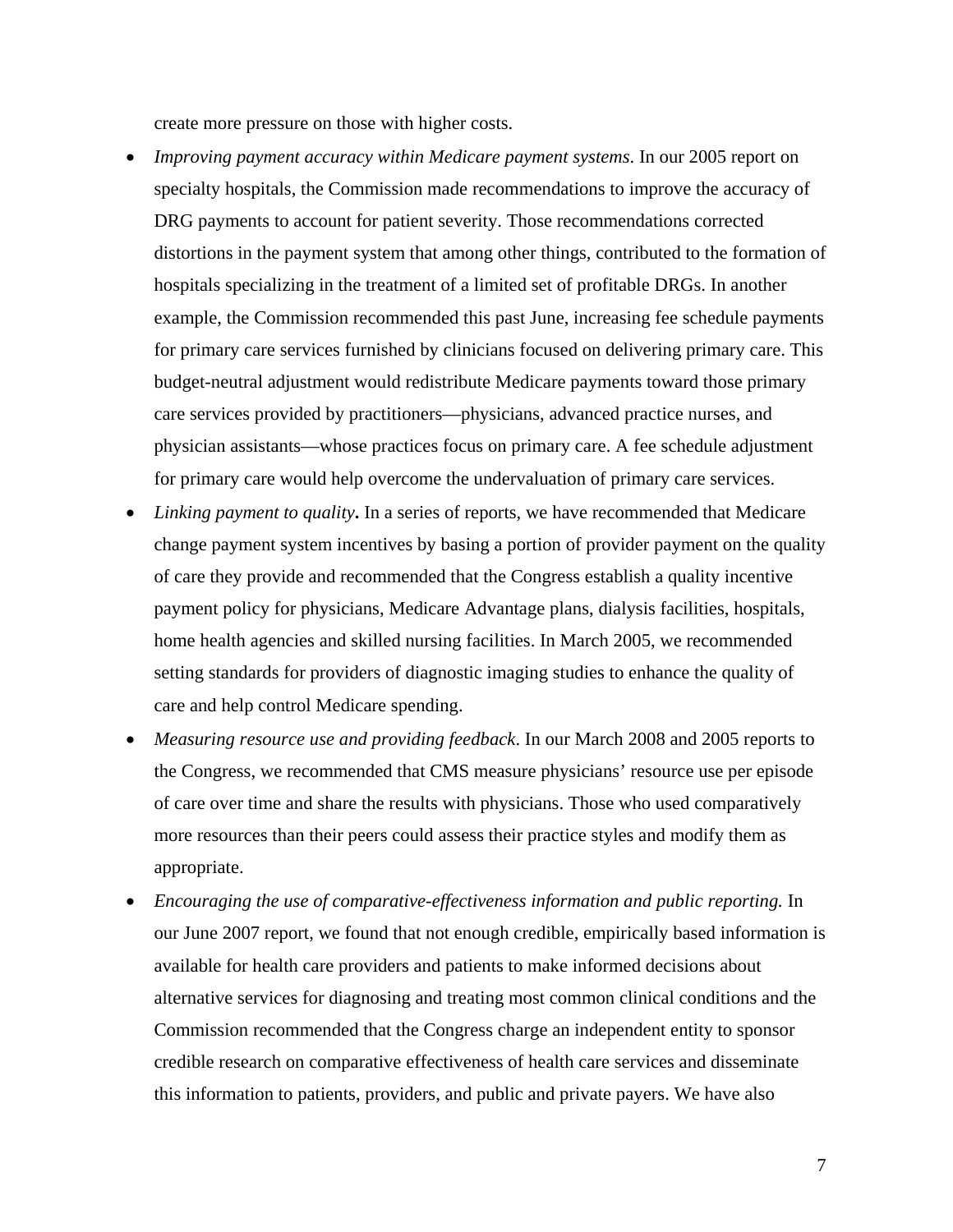create more pressure on those with higher costs.

- *Improving payment accuracy within Medicare payment systems*. In our 2005 report on specialty hospitals, the Commission made recommendations to improve the accuracy of DRG payments to account for patient severity. Those recommendations corrected distortions in the payment system that among other things, contributed to the formation of hospitals specializing in the treatment of a limited set of profitable DRGs. In another example, the Commission recommended this past June, increasing fee schedule payments for primary care services furnished by clinicians focused on delivering primary care. This budget-neutral adjustment would redistribute Medicare payments toward those primary care services provided by practitioners—physicians, advanced practice nurses, and physician assistants—whose practices focus on primary care. A fee schedule adjustment for primary care would help overcome the undervaluation of primary care services.
- *Linking payment to quality***.** In a series of reports, we have recommended that Medicare change payment system incentives by basing a portion of provider payment on the quality of care they provide and recommended that the Congress establish a quality incentive payment policy for physicians, Medicare Advantage plans, dialysis facilities, hospitals, home health agencies and skilled nursing facilities. In March 2005, we recommended setting standards for providers of diagnostic imaging studies to enhance the quality of care and help control Medicare spending.
- *Measuring resource use and providing feedback*. In our March 2008 and 2005 reports to the Congress, we recommended that CMS measure physicians' resource use per episode of care over time and share the results with physicians. Those who used comparatively more resources than their peers could assess their practice styles and modify them as appropriate.
- *Encouraging the use of comparative-effectiveness information and public reporting.* In our June 2007 report, we found that not enough credible, empirically based information is available for health care providers and patients to make informed decisions about alternative services for diagnosing and treating most common clinical conditions and the Commission recommended that the Congress charge an independent entity to sponsor credible research on comparative effectiveness of health care services and disseminate this information to patients, providers, and public and private payers. We have also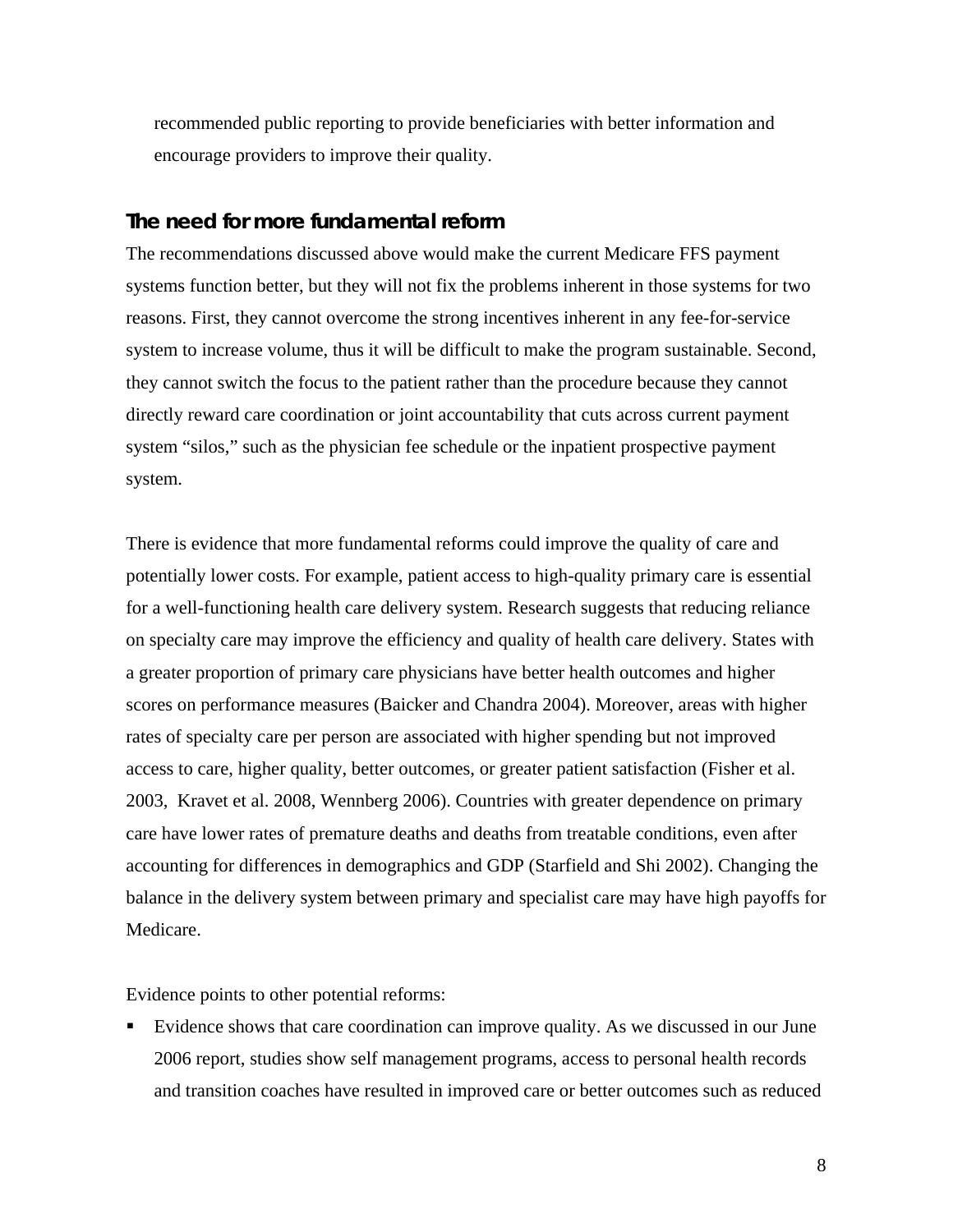recommended public reporting to provide beneficiaries with better information and encourage providers to improve their quality.

### The need for more fundamental reform

The recommendations discussed above would make the current Medicare FFS payment systems function better, but they will not fix the problems inherent in those systems for two reasons. First, they cannot overcome the strong incentives inherent in any fee-for-service system to increase volume, thus it will be difficult to make the program sustainable. Second, they cannot switch the focus to the patient rather than the procedure because they cannot directly reward care coordination or joint accountability that cuts across current payment system "silos," such as the physician fee schedule or the inpatient prospective payment system.

There is evidence that more fundamental reforms could improve the quality of care and potentially lower costs. For example, patient access to high-quality primary care is essential for a well-functioning health care delivery system. Research suggests that reducing reliance on specialty care may improve the efficiency and quality of health care delivery. States with a greater proportion of primary care physicians have better health outcomes and higher scores on performance measures (Baicker and Chandra 2004). Moreover, areas with higher rates of specialty care per person are associated with higher spending but not improved access to care, higher quality, better outcomes, or greater patient satisfaction (Fisher et al. 2003, Kravet et al. 2008, Wennberg 2006). Countries with greater dependence on primary care have lower rates of premature deaths and deaths from treatable conditions, even after accounting for differences in demographics and GDP (Starfield and Shi 2002). Changing the balance in the delivery system between primary and specialist care may have high payoffs for Medicare.

Evidence points to other potential reforms:

- Evidence shows that care coordination can improve quality. As we discussed in our June 2006 report, studies show self management programs, access to personal health records and transition coaches have resulted in improved care or better outcomes such as reduced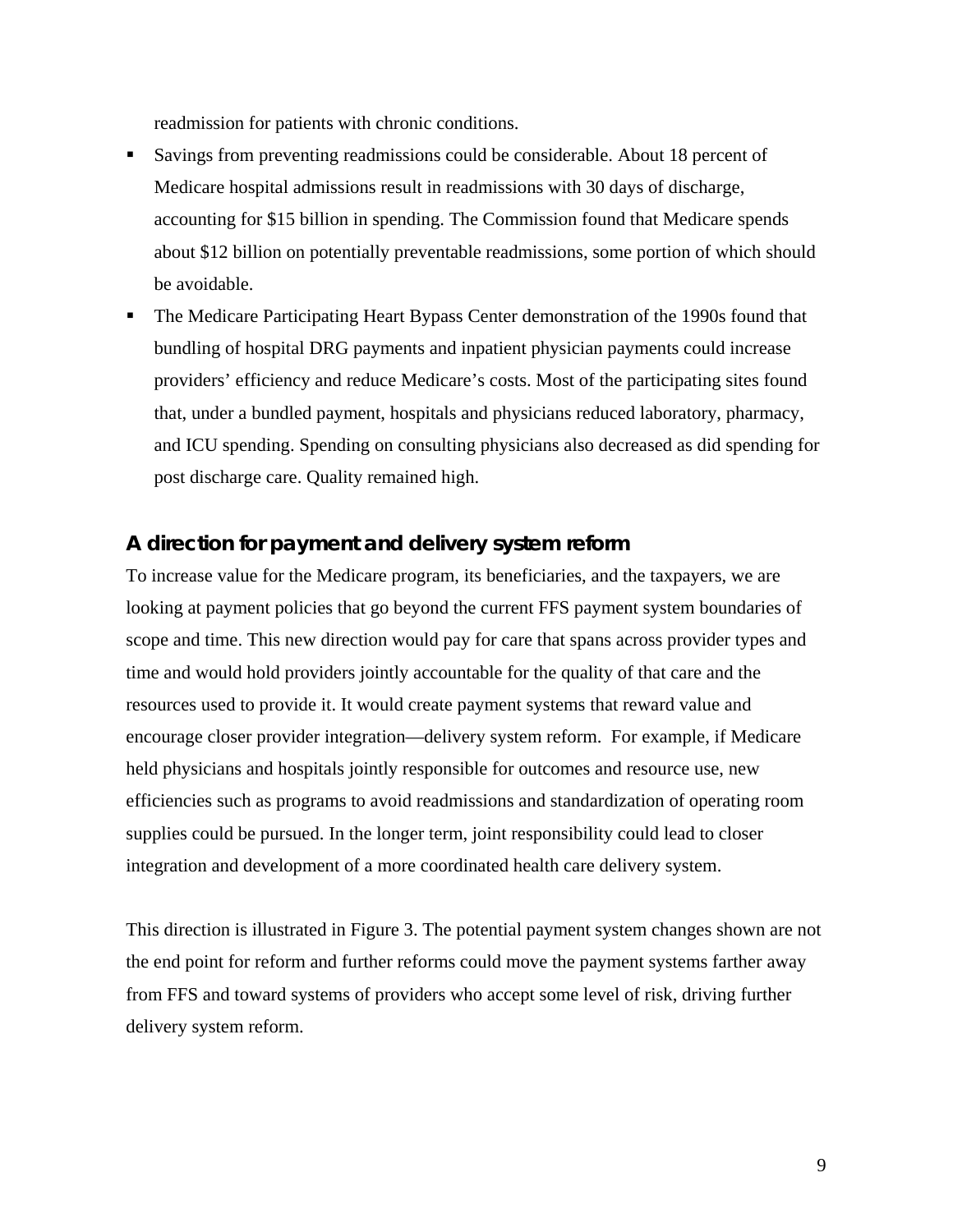readmission for patients with chronic conditions.

- Savings from preventing readmissions could be considerable. About 18 percent of Medicare hospital admissions result in readmissions with 30 days of discharge, accounting for $15 billion in spending. The Commission found that Medicare spends about $12 billion on potentially preventable readmissions, some portion of which should be avoidable.
- The Medicare Participating Heart Bypass Center demonstration of the 1990s found that bundling of hospital DRG payments and inpatient physician payments could increase providers' efficiency and reduce Medicare's costs. Most of the participating sites found that, under a bundled payment, hospitals and physicians reduced laboratory, pharmacy, and ICU spending. Spending on consulting physicians also decreased as did spending for post discharge care. Quality remained high.

## A direction for payment and delivery system reform

To increase value for the Medicare program, its beneficiaries, and the taxpayers, we are looking at payment policies that go beyond the current FFS payment system boundaries of scope and time. This new direction would pay for care that spans across provider types and time and would hold providers jointly accountable for the quality of that care and the resources used to provide it. It would create payment systems that reward value and encourage closer provider integration—delivery system reform. For example, if Medicare held physicians and hospitals jointly responsible for outcomes and resource use, new efficiencies such as programs to avoid readmissions and standardization of operating room supplies could be pursued. In the longer term, joint responsibility could lead to closer integration and development of a more coordinated health care delivery system.

This direction is illustrated in Figure 3. The potential payment system changes shown are not the end point for reform and further reforms could move the payment systems farther away from FFS and toward systems of providers who accept some level of risk, driving further delivery system reform.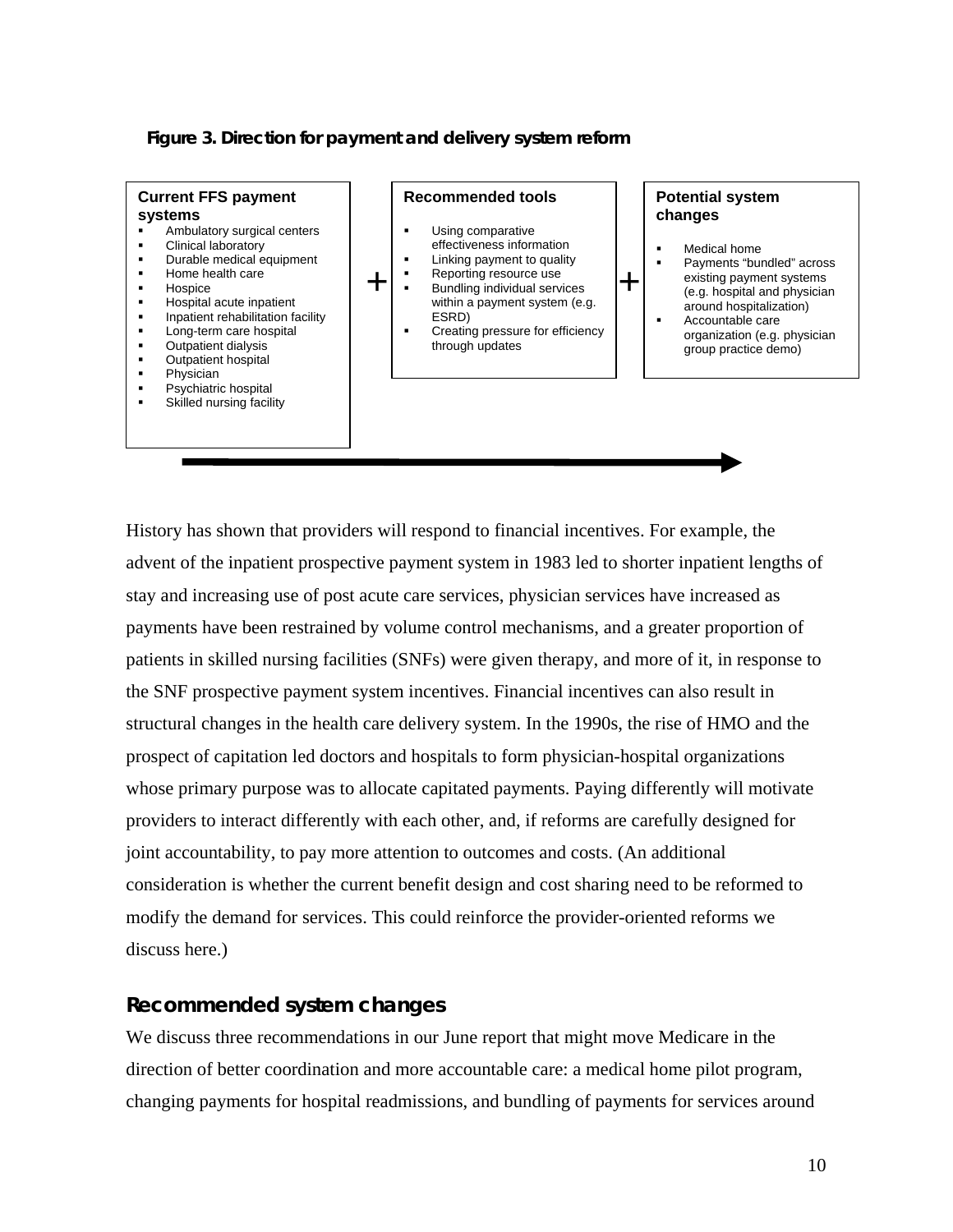**Figure 3. Direction for payment and delivery system reform**

| Current FFS payment systems | | Recommended tools | | Potential system changes |
|---|---|---|---|---|
| ▪ Ambulatory surgical centers<br>▪ Clinical laboratory<br>▪ Durable medical equipment<br>▪ Home health care<br>▪ Hospice<br>▪ Hospital acute inpatient<br>▪ Inpatient rehabilitation facility<br>▪ Long-term care hospital<br>▪ Outpatient dialysis<br>▪ Outpatient hospital<br>▪ Physician<br>▪ Psychiatric hospital<br>▪ Skilled nursing facility | + | ▪ Using comparative effectiveness information<br>▪ Linking payment to quality<br>▪ Reporting resource use<br>▪ Bundling individual services within a payment system (e.g. ESRD)<br>▪ Creating pressure for efficiency through updates | + | ▪ Medical home<br>▪ Payments "bundled" across existing payment systems (e.g. hospital and physician around hospitalization)<br>▪ Accountable care organization (e.g. physician group practice demo) |

History has shown that providers will respond to financial incentives. For example, the advent of the inpatient prospective payment system in 1983 led to shorter inpatient lengths of stay and increasing use of post acute care services, physician services have increased as payments have been restrained by volume control mechanisms, and a greater proportion of patients in skilled nursing facilities (SNFs) were given therapy, and more of it, in response to the SNF prospective payment system incentives. Financial incentives can also result in structural changes in the health care delivery system. In the 1990s, the rise of HMO and the prospect of capitation led doctors and hospitals to form physician-hospital organizations whose primary purpose was to allocate capitated payments. Paying differently will motivate providers to interact differently with each other, and, if reforms are carefully designed for joint accountability, to pay more attention to outcomes and costs. (An additional consideration is whether the current benefit design and cost sharing need to be reformed to modify the demand for services. This could reinforce the provider-oriented reforms we discuss here.)

## Recommended system changes

We discuss three recommendations in our June report that might move Medicare in the direction of better coordination and more accountable care: a medical home pilot program, changing payments for hospital readmissions, and bundling of payments for services around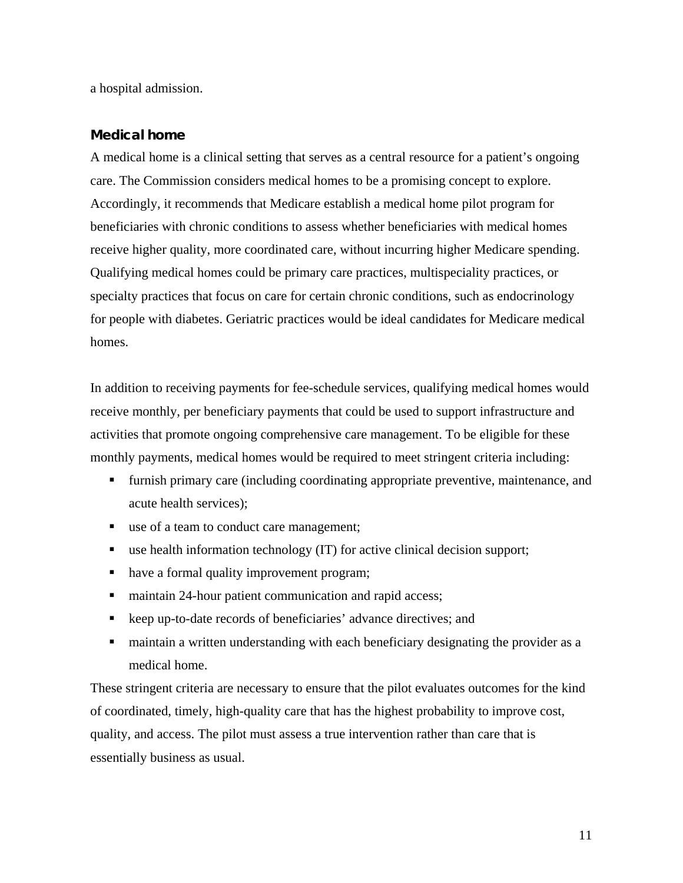a hospital admission.

### Medical home

A medical home is a clinical setting that serves as a central resource for a patient's ongoing care. The Commission considers medical homes to be a promising concept to explore. Accordingly, it recommends that Medicare establish a medical home pilot program for beneficiaries with chronic conditions to assess whether beneficiaries with medical homes receive higher quality, more coordinated care, without incurring higher Medicare spending. Qualifying medical homes could be primary care practices, multispeciality practices, or specialty practices that focus on care for certain chronic conditions, such as endocrinology for people with diabetes. Geriatric practices would be ideal candidates for Medicare medical homes.

In addition to receiving payments for fee-schedule services, qualifying medical homes would receive monthly, per beneficiary payments that could be used to support infrastructure and activities that promote ongoing comprehensive care management. To be eligible for these monthly payments, medical homes would be required to meet stringent criteria including:

- furnish primary care (including coordinating appropriate preventive, maintenance, and acute health services);
- use of a team to conduct care management;
- use health information technology (IT) for active clinical decision support;
- have a formal quality improvement program;
- maintain 24-hour patient communication and rapid access;
- keep up-to-date records of beneficiaries' advance directives; and
- maintain a written understanding with each beneficiary designating the provider as a medical home.

These stringent criteria are necessary to ensure that the pilot evaluates outcomes for the kind of coordinated, timely, high-quality care that has the highest probability to improve cost, quality, and access. The pilot must assess a true intervention rather than care that is essentially business as usual.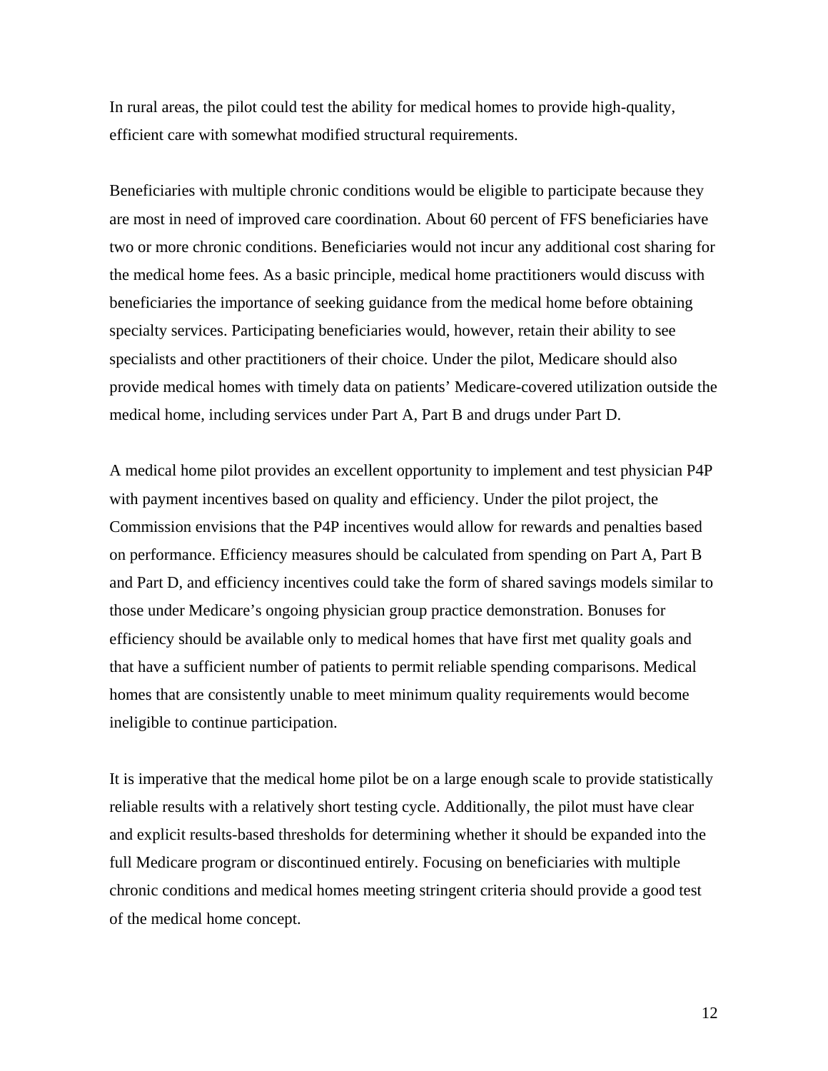In rural areas, the pilot could test the ability for medical homes to provide high-quality, efficient care with somewhat modified structural requirements.

Beneficiaries with multiple chronic conditions would be eligible to participate because they are most in need of improved care coordination. About 60 percent of FFS beneficiaries have two or more chronic conditions. Beneficiaries would not incur any additional cost sharing for the medical home fees. As a basic principle, medical home practitioners would discuss with beneficiaries the importance of seeking guidance from the medical home before obtaining specialty services. Participating beneficiaries would, however, retain their ability to see specialists and other practitioners of their choice. Under the pilot, Medicare should also provide medical homes with timely data on patients' Medicare-covered utilization outside the medical home, including services under Part A, Part B and drugs under Part D.

A medical home pilot provides an excellent opportunity to implement and test physician P4P with payment incentives based on quality and efficiency. Under the pilot project, the Commission envisions that the P4P incentives would allow for rewards and penalties based on performance. Efficiency measures should be calculated from spending on Part A, Part B and Part D, and efficiency incentives could take the form of shared savings models similar to those under Medicare's ongoing physician group practice demonstration. Bonuses for efficiency should be available only to medical homes that have first met quality goals and that have a sufficient number of patients to permit reliable spending comparisons. Medical homes that are consistently unable to meet minimum quality requirements would become ineligible to continue participation.

It is imperative that the medical home pilot be on a large enough scale to provide statistically reliable results with a relatively short testing cycle. Additionally, the pilot must have clear and explicit results-based thresholds for determining whether it should be expanded into the full Medicare program or discontinued entirely. Focusing on beneficiaries with multiple chronic conditions and medical homes meeting stringent criteria should provide a good test of the medical home concept.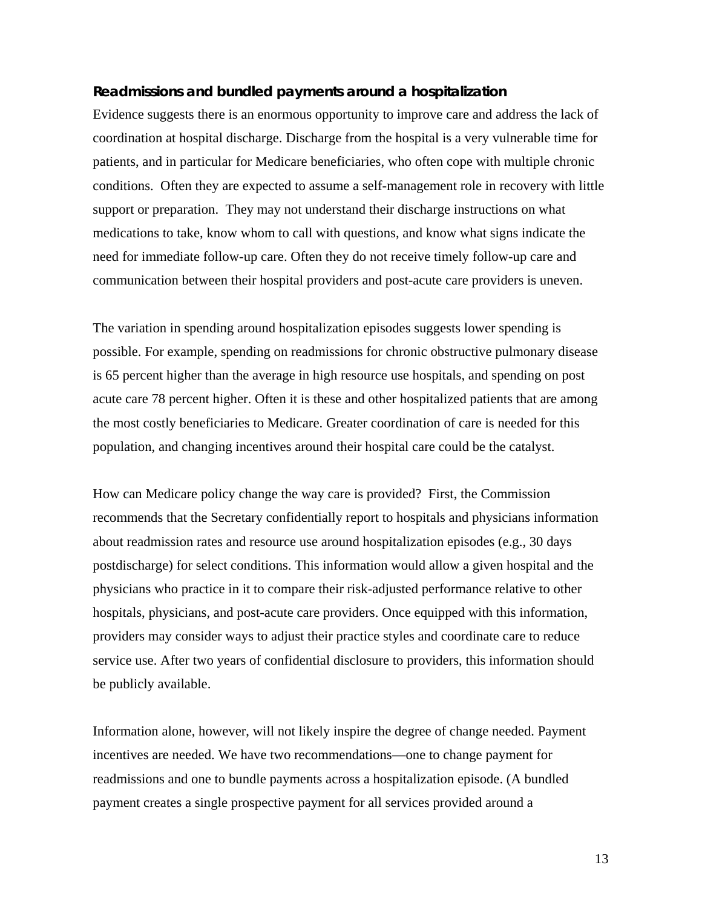### Readmissions and bundled payments around a hospitalization

Evidence suggests there is an enormous opportunity to improve care and address the lack of coordination at hospital discharge. Discharge from the hospital is a very vulnerable time for patients, and in particular for Medicare beneficiaries, who often cope with multiple chronic conditions. Often they are expected to assume a self-management role in recovery with little support or preparation. They may not understand their discharge instructions on what medications to take, know whom to call with questions, and know what signs indicate the need for immediate follow-up care. Often they do not receive timely follow-up care and communication between their hospital providers and post-acute care providers is uneven.

The variation in spending around hospitalization episodes suggests lower spending is possible. For example, spending on readmissions for chronic obstructive pulmonary disease is 65 percent higher than the average in high resource use hospitals, and spending on post acute care 78 percent higher. Often it is these and other hospitalized patients that are among the most costly beneficiaries to Medicare. Greater coordination of care is needed for this population, and changing incentives around their hospital care could be the catalyst.

How can Medicare policy change the way care is provided? First, the Commission recommends that the Secretary confidentially report to hospitals and physicians information about readmission rates and resource use around hospitalization episodes (e.g., 30 days postdischarge) for select conditions. This information would allow a given hospital and the physicians who practice in it to compare their risk-adjusted performance relative to other hospitals, physicians, and post-acute care providers. Once equipped with this information, providers may consider ways to adjust their practice styles and coordinate care to reduce service use. After two years of confidential disclosure to providers, this information should be publicly available.

Information alone, however, will not likely inspire the degree of change needed. Payment incentives are needed. We have two recommendations—one to change payment for readmissions and one to bundle payments across a hospitalization episode. (A bundled payment creates a single prospective payment for all services provided around a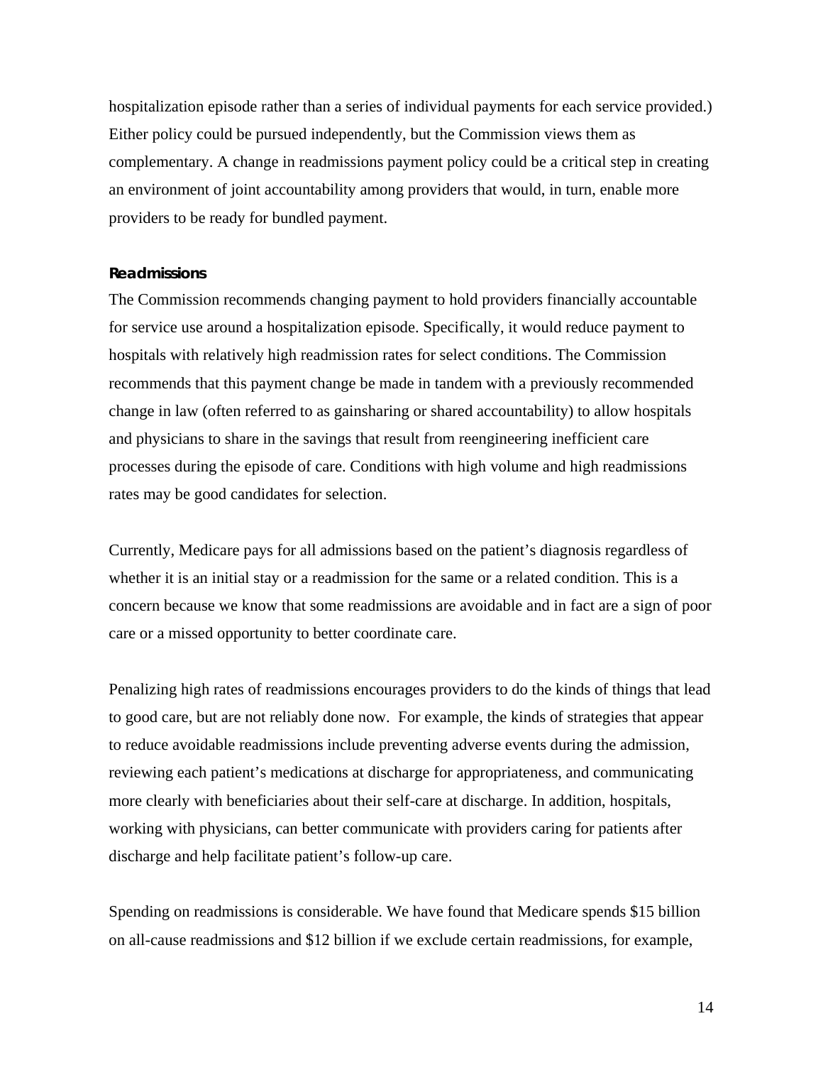hospitalization episode rather than a series of individual payments for each service provided.) Either policy could be pursued independently, but the Commission views them as complementary. A change in readmissions payment policy could be a critical step in creating an environment of joint accountability among providers that would, in turn, enable more providers to be ready for bundled payment.

### *Readmissions*

The Commission recommends changing payment to hold providers financially accountable for service use around a hospitalization episode. Specifically, it would reduce payment to hospitals with relatively high readmission rates for select conditions. The Commission recommends that this payment change be made in tandem with a previously recommended change in law (often referred to as gainsharing or shared accountability) to allow hospitals and physicians to share in the savings that result from reengineering inefficient care processes during the episode of care. Conditions with high volume and high readmissions rates may be good candidates for selection.

Currently, Medicare pays for all admissions based on the patient's diagnosis regardless of whether it is an initial stay or a readmission for the same or a related condition. This is a concern because we know that some readmissions are avoidable and in fact are a sign of poor care or a missed opportunity to better coordinate care.

Penalizing high rates of readmissions encourages providers to do the kinds of things that lead to good care, but are not reliably done now. For example, the kinds of strategies that appear to reduce avoidable readmissions include preventing adverse events during the admission, reviewing each patient's medications at discharge for appropriateness, and communicating more clearly with beneficiaries about their self-care at discharge. In addition, hospitals, working with physicians, can better communicate with providers caring for patients after discharge and help facilitate patient's follow-up care.

Spending on readmissions is considerable. We have found that Medicare spends $15 billion on all-cause readmissions and $12 billion if we exclude certain readmissions, for example,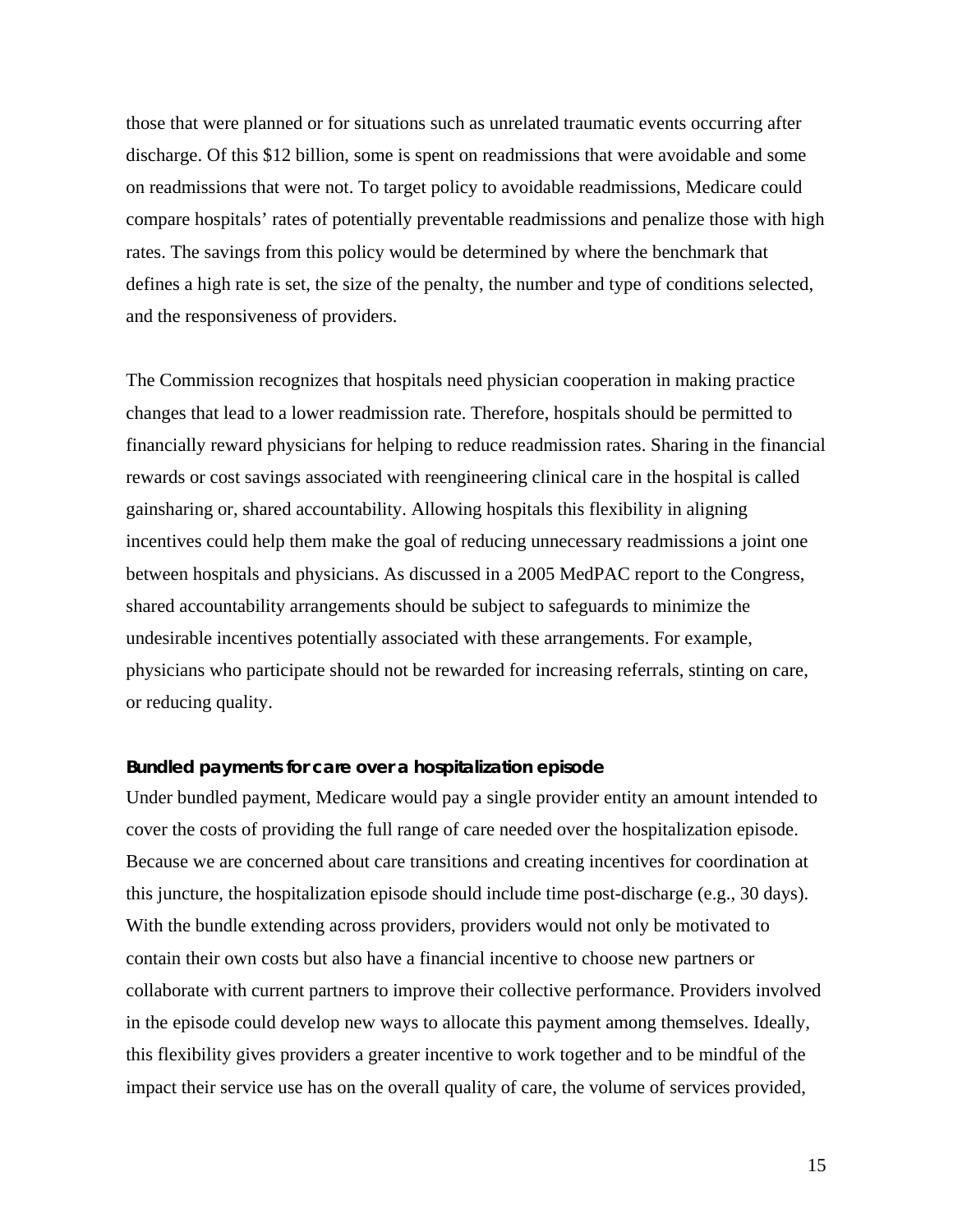those that were planned or for situations such as unrelated traumatic events occurring after discharge. Of this $12 billion, some is spent on readmissions that were avoidable and some on readmissions that were not. To target policy to avoidable readmissions, Medicare could compare hospitals' rates of potentially preventable readmissions and penalize those with high rates. The savings from this policy would be determined by where the benchmark that defines a high rate is set, the size of the penalty, the number and type of conditions selected, and the responsiveness of providers.

The Commission recognizes that hospitals need physician cooperation in making practice changes that lead to a lower readmission rate. Therefore, hospitals should be permitted to financially reward physicians for helping to reduce readmission rates. Sharing in the financial rewards or cost savings associated with reengineering clinical care in the hospital is called gainsharing or, shared accountability. Allowing hospitals this flexibility in aligning incentives could help them make the goal of reducing unnecessary readmissions a joint one between hospitals and physicians. As discussed in a 2005 MedPAC report to the Congress, shared accountability arrangements should be subject to safeguards to minimize the undesirable incentives potentially associated with these arrangements. For example, physicians who participate should not be rewarded for increasing referrals, stinting on care, or reducing quality.

**Bundled payments for care over a hospitalization episode**

Under bundled payment, Medicare would pay a single provider entity an amount intended to cover the costs of providing the full range of care needed over the hospitalization episode. Because we are concerned about care transitions and creating incentives for coordination at this juncture, the hospitalization episode should include time post-discharge (e.g., 30 days). With the bundle extending across providers, providers would not only be motivated to contain their own costs but also have a financial incentive to choose new partners or collaborate with current partners to improve their collective performance. Providers involved in the episode could develop new ways to allocate this payment among themselves. Ideally, this flexibility gives providers a greater incentive to work together and to be mindful of the impact their service use has on the overall quality of care, the volume of services provided,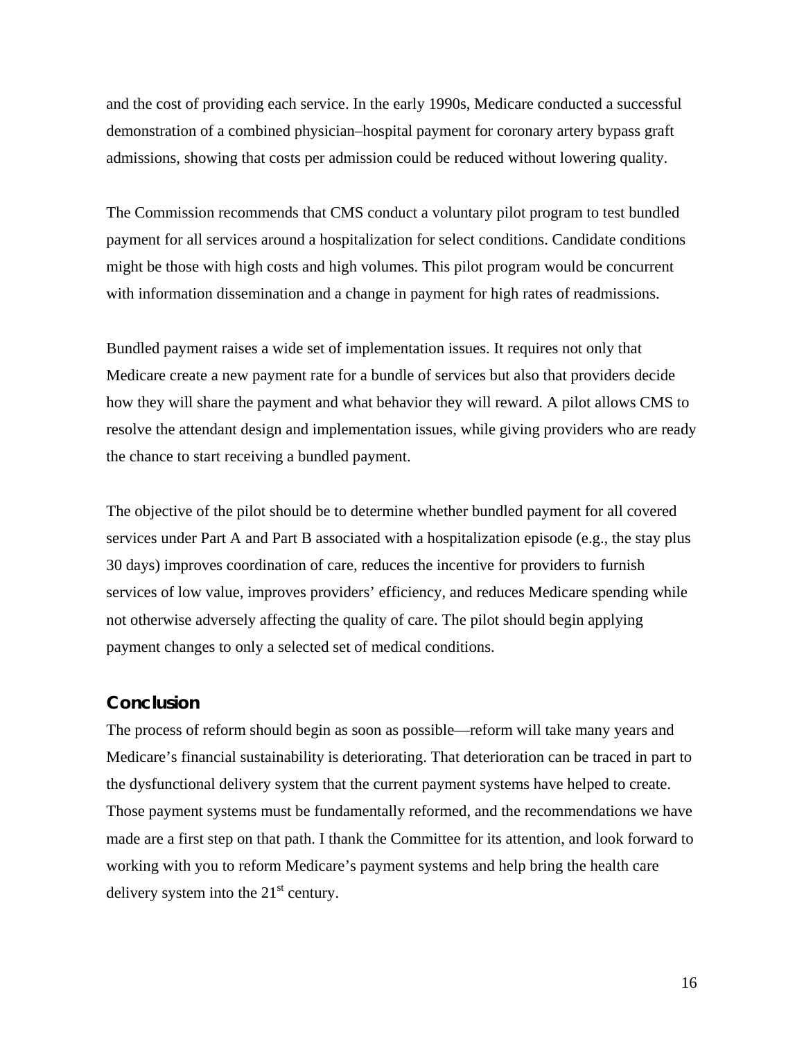and the cost of providing each service. In the early 1990s, Medicare conducted a successful demonstration of a combined physician–hospital payment for coronary artery bypass graft admissions, showing that costs per admission could be reduced without lowering quality.

The Commission recommends that CMS conduct a voluntary pilot program to test bundled payment for all services around a hospitalization for select conditions. Candidate conditions might be those with high costs and high volumes. This pilot program would be concurrent with information dissemination and a change in payment for high rates of readmissions.

Bundled payment raises a wide set of implementation issues. It requires not only that Medicare create a new payment rate for a bundle of services but also that providers decide how they will share the payment and what behavior they will reward. A pilot allows CMS to resolve the attendant design and implementation issues, while giving providers who are ready the chance to start receiving a bundled payment.

The objective of the pilot should be to determine whether bundled payment for all covered services under Part A and Part B associated with a hospitalization episode (e.g., the stay plus 30 days) improves coordination of care, reduces the incentive for providers to furnish services of low value, improves providers' efficiency, and reduces Medicare spending while not otherwise adversely affecting the quality of care. The pilot should begin applying payment changes to only a selected set of medical conditions.

## Conclusion

The process of reform should begin as soon as possible—reform will take many years and Medicare's financial sustainability is deteriorating. That deterioration can be traced in part to the dysfunctional delivery system that the current payment systems have helped to create. Those payment systems must be fundamentally reformed, and the recommendations we have made are a first step on that path. I thank the Committee for its attention, and look forward to working with you to reform Medicare's payment systems and help bring the health care delivery system into the 21st century.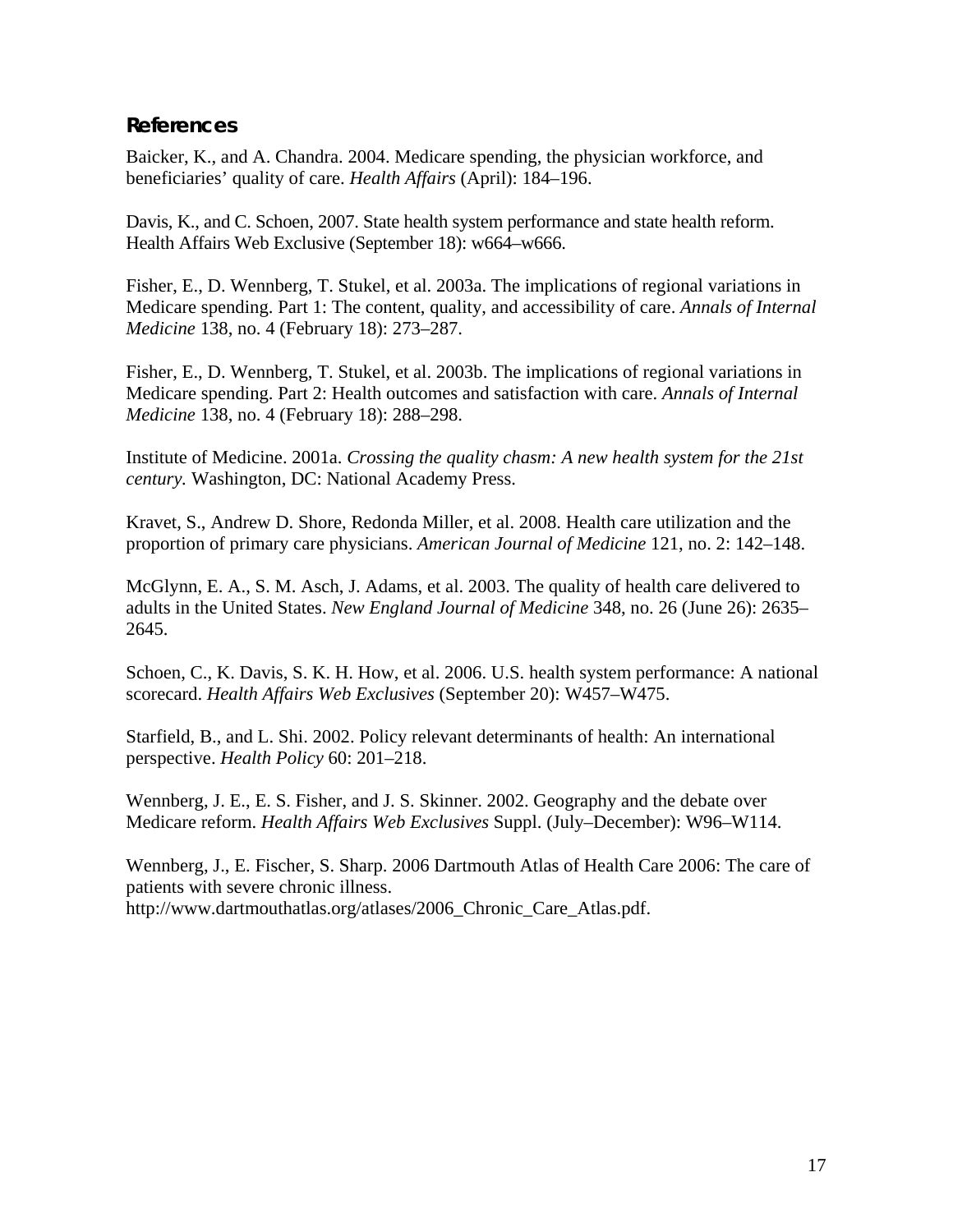## References

Baicker, K., and A. Chandra. 2004. Medicare spending, the physician workforce, and beneficiaries' quality of care. *Health Affairs* (April): 184–196.

Davis, K., and C. Schoen, 2007. State health system performance and state health reform. Health Affairs Web Exclusive (September 18): w664–w666.

Fisher, E., D. Wennberg, T. Stukel, et al. 2003a. The implications of regional variations in Medicare spending. Part 1: The content, quality, and accessibility of care. *Annals of Internal Medicine* 138, no. 4 (February 18): 273–287.

Fisher, E., D. Wennberg, T. Stukel, et al. 2003b. The implications of regional variations in Medicare spending. Part 2: Health outcomes and satisfaction with care. *Annals of Internal Medicine* 138, no. 4 (February 18): 288–298.

Institute of Medicine. 2001a. *Crossing the quality chasm: A new health system for the 21st century.* Washington, DC: National Academy Press.

Kravet, S., Andrew D. Shore, Redonda Miller, et al. 2008. Health care utilization and the proportion of primary care physicians. *American Journal of Medicine* 121, no. 2: 142–148.

McGlynn, E. A., S. M. Asch, J. Adams, et al. 2003. The quality of health care delivered to adults in the United States. *New England Journal of Medicine* 348, no. 26 (June 26): 2635–2645.

Schoen, C., K. Davis, S. K. H. How, et al. 2006. U.S. health system performance: A national scorecard. *Health Affairs Web Exclusives* (September 20): W457–W475.

Starfield, B., and L. Shi. 2002. Policy relevant determinants of health: An international perspective. *Health Policy* 60: 201–218.

Wennberg, J. E., E. S. Fisher, and J. S. Skinner. 2002. Geography and the debate over Medicare reform. *Health Affairs Web Exclusives* Suppl. (July–December): W96–W114.

Wennberg, J., E. Fischer, S. Sharp. 2006 Dartmouth Atlas of Health Care 2006: The care of patients with severe chronic illness. http://www.dartmouthatlas.org/atlases/2006_Chronic_Care_Atlas.pdf.